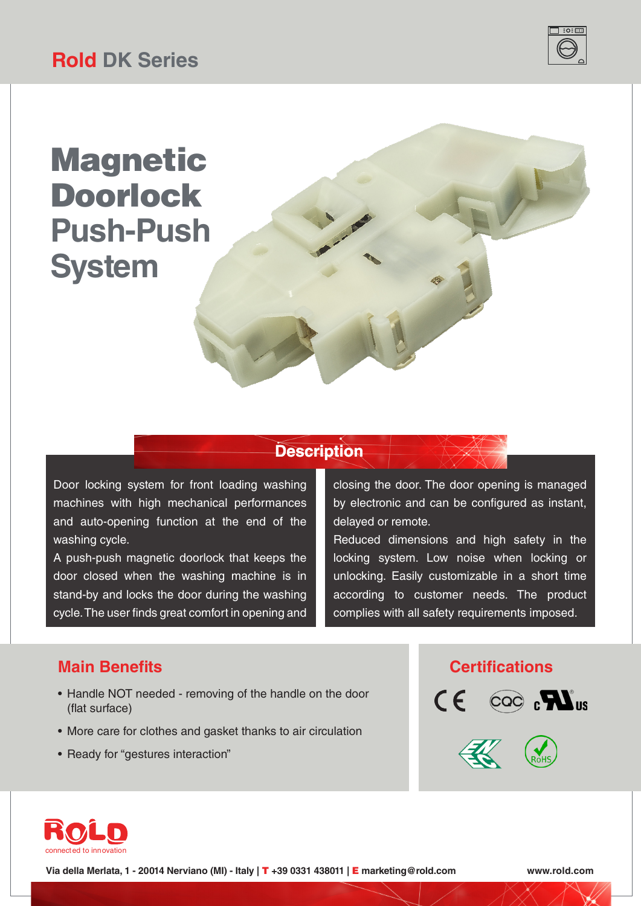# Rold DK Series

# Magnetic Doorlock Push-Push System

## Description

Door locking system for front loading washing machines with high mechanical performances and auto-opening function at the end of the washing cycle.
A push-push magnetic doorlock that keeps the door closed when the washing machine is in stand-by and locks the door during the washing cycle. The user finds great comfort in opening and closing the door. The door opening is managed by electronic and can be configured as instant, delayed or remote.
Reduced dimensions and high safety in the locking system. Low noise when locking or unlocking. Easily customizable in a short time according to customer needs. The product complies with all safety requirements imposed.

## Main Benefits

- Handle NOT needed - removing of the handle on the door (flat surface)
- More care for clothes and gasket thanks to air circulation
- Ready for “gestures interaction”

## Certifications

CE, CQC, cULus, ENEC, RoHS

ROLD connected to innovation

Via della Merlata, 1 - 20014 Nerviano (MI) - Italy | T +39 0331 438011 | E marketing@rold.com www.rold.com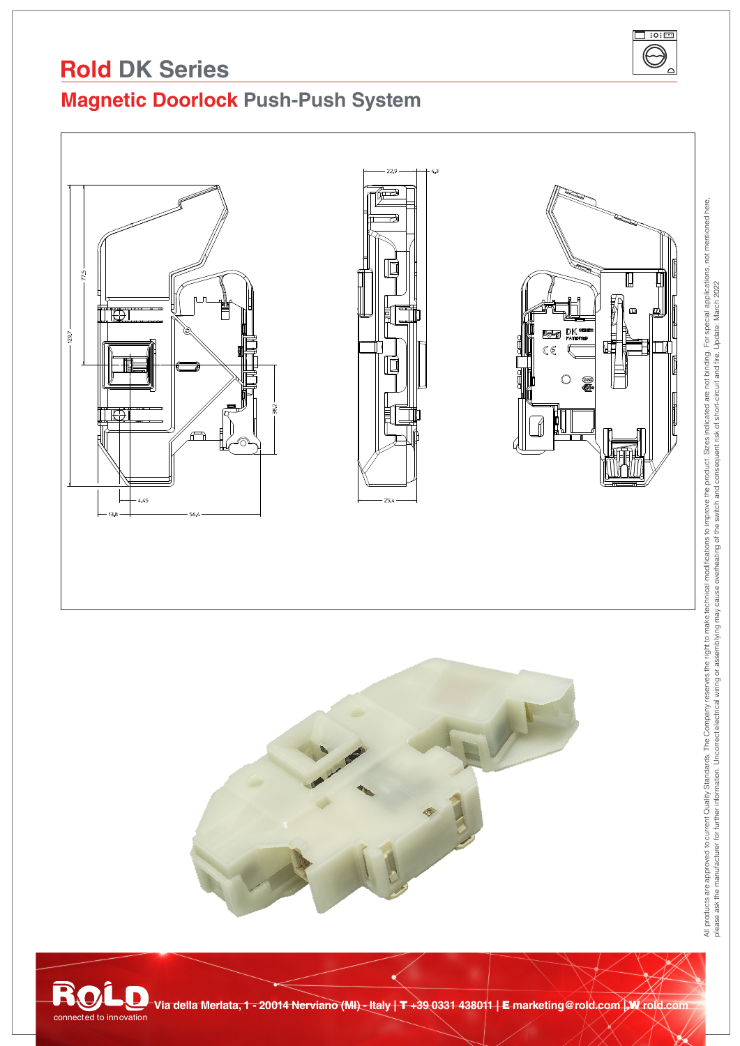# Rold DK Series

## Magnetic Doorlock Push-Push System

77,5
129,7
38,2
4,45
13,8
56,4
22,9
4,3
25,4

All products are approved to current Quality Standards. The Company reserves the right to make technical modifications to improve the product. Sizes indicated are not binding. For special applications, not mentioned here, please ask the manufacturer for further information. Incorrect electrical wiring or assemblying may cause overheating of the switch and consequent risk of short-circuit and fire. Update: March 2022

ROLD connected to innovation

Via della Merlata, 1 - 20014 Nerviano (MI) - Italy | T +39 0331 438011 | E marketing@rold.com | W rold.com